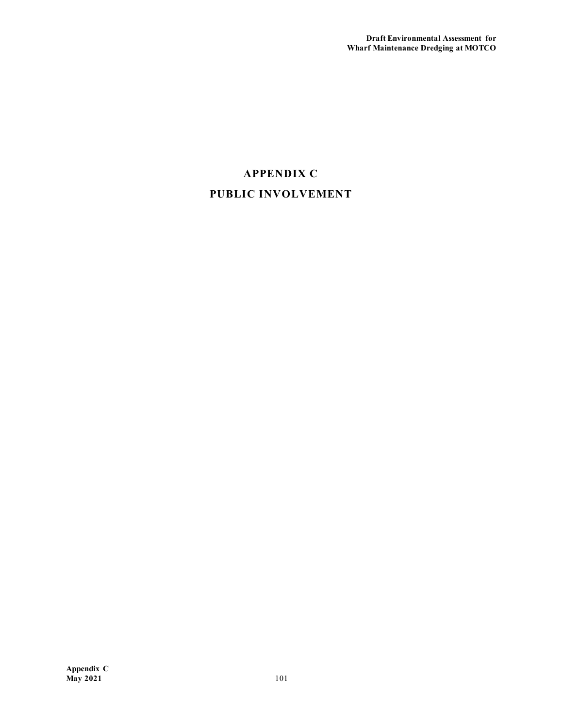# APPENDIX C

# PUBLIC INVOLVEMENT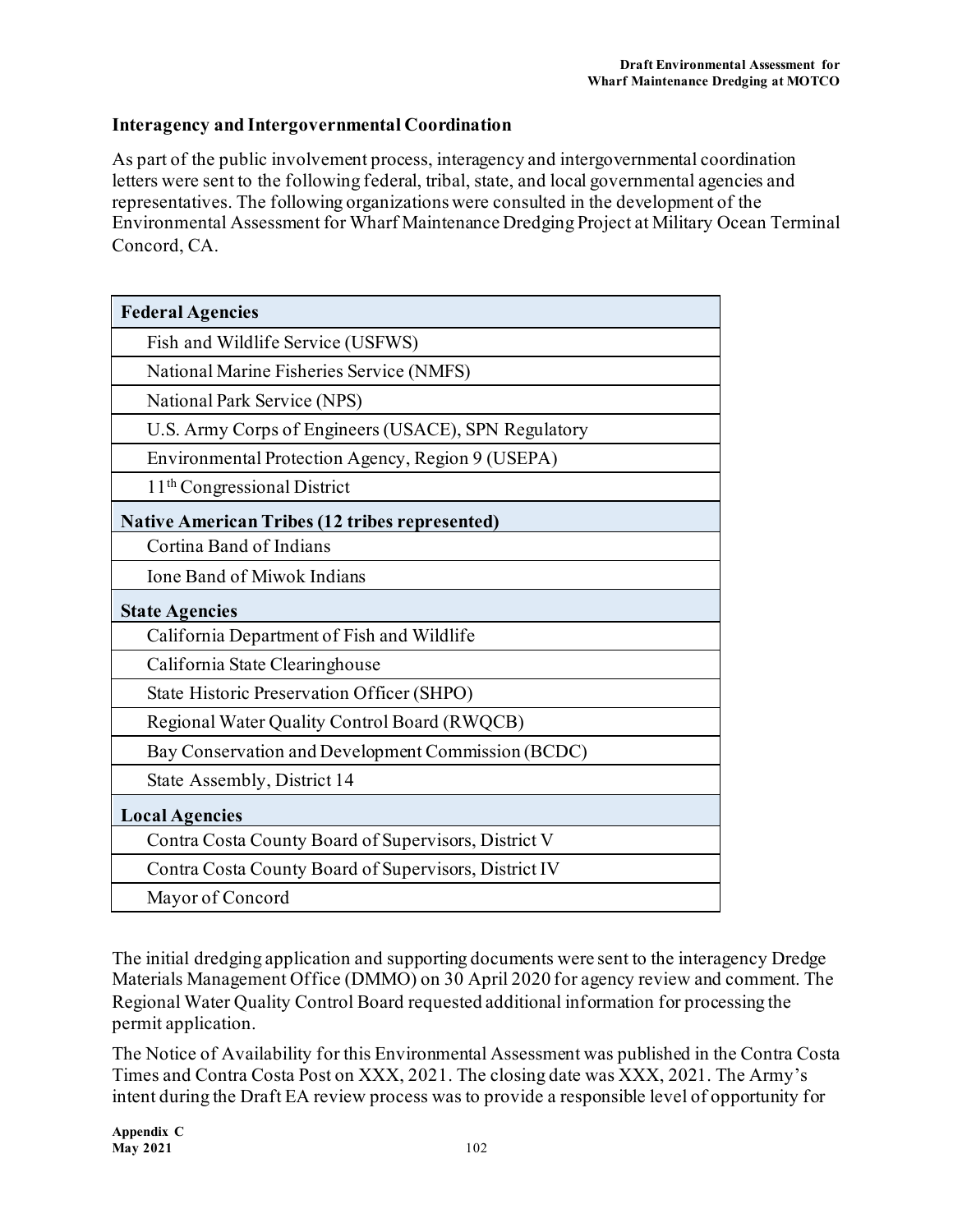## Interagency and Intergovernmental Coordination

As part of the public involvement process, interagency and intergovernmental coordination letters were sent to the following federal, tribal, state, and local governmental agencies and representatives. The following organizations were consulted in the development of the Environmental Assessment for Wharf Maintenance Dredging Project at Military Ocean Terminal Concord, CA.

| **Federal Agencies** |
|---|
| Fish and Wildlife Service (USFWS) |
| National Marine Fisheries Service (NMFS) |
| National Park Service (NPS) |
| U.S. Army Corps of Engineers (USACE), SPN Regulatory |
| Environmental Protection Agency, Region 9 (USEPA) |
| 11th Congressional District |
| **Native American Tribes (12 tribes represented)** |
| Cortina Band of Indians |
| Ione Band of Miwok Indians |
| **State Agencies** |
| California Department of Fish and Wildlife |
| California State Clearinghouse |
| State Historic Preservation Officer (SHPO) |
| Regional Water Quality Control Board (RWQCB) |
| Bay Conservation and Development Commission (BCDC) |
| State Assembly, District 14 |
| **Local Agencies** |
| Contra Costa County Board of Supervisors, District V |
| Contra Costa County Board of Supervisors, District IV |
| Mayor of Concord |

The initial dredging application and supporting documents were sent to the interagency Dredge Materials Management Office (DMMO) on 30 April 2020 for agency review and comment. The Regional Water Quality Control Board requested additional information for processing the permit application.

The Notice of Availability for this Environmental Assessment was published in the Contra Costa Times and Contra Costa Post on XXX, 2021. The closing date was XXX, 2021. The Army's intent during the Draft EA review process was to provide a responsible level of opportunity for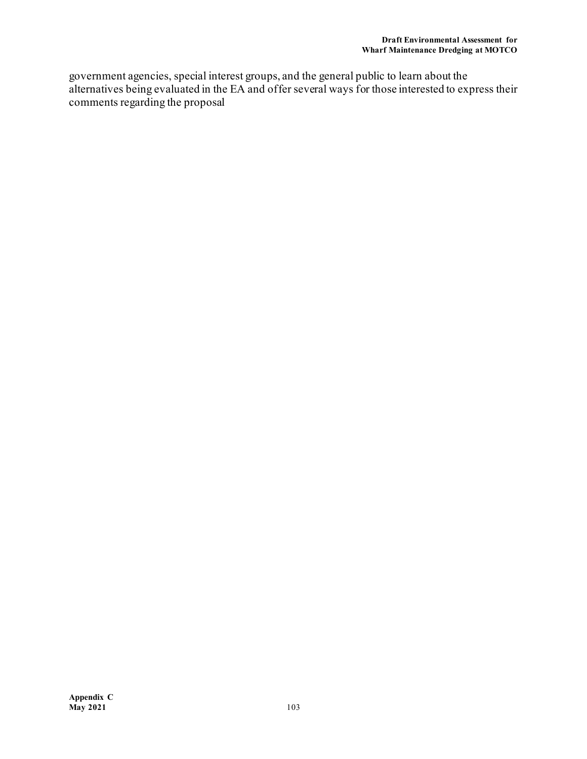government agencies, special interest groups, and the general public to learn about the alternatives being evaluated in the EA and offer several ways for those interested to express their comments regarding the proposal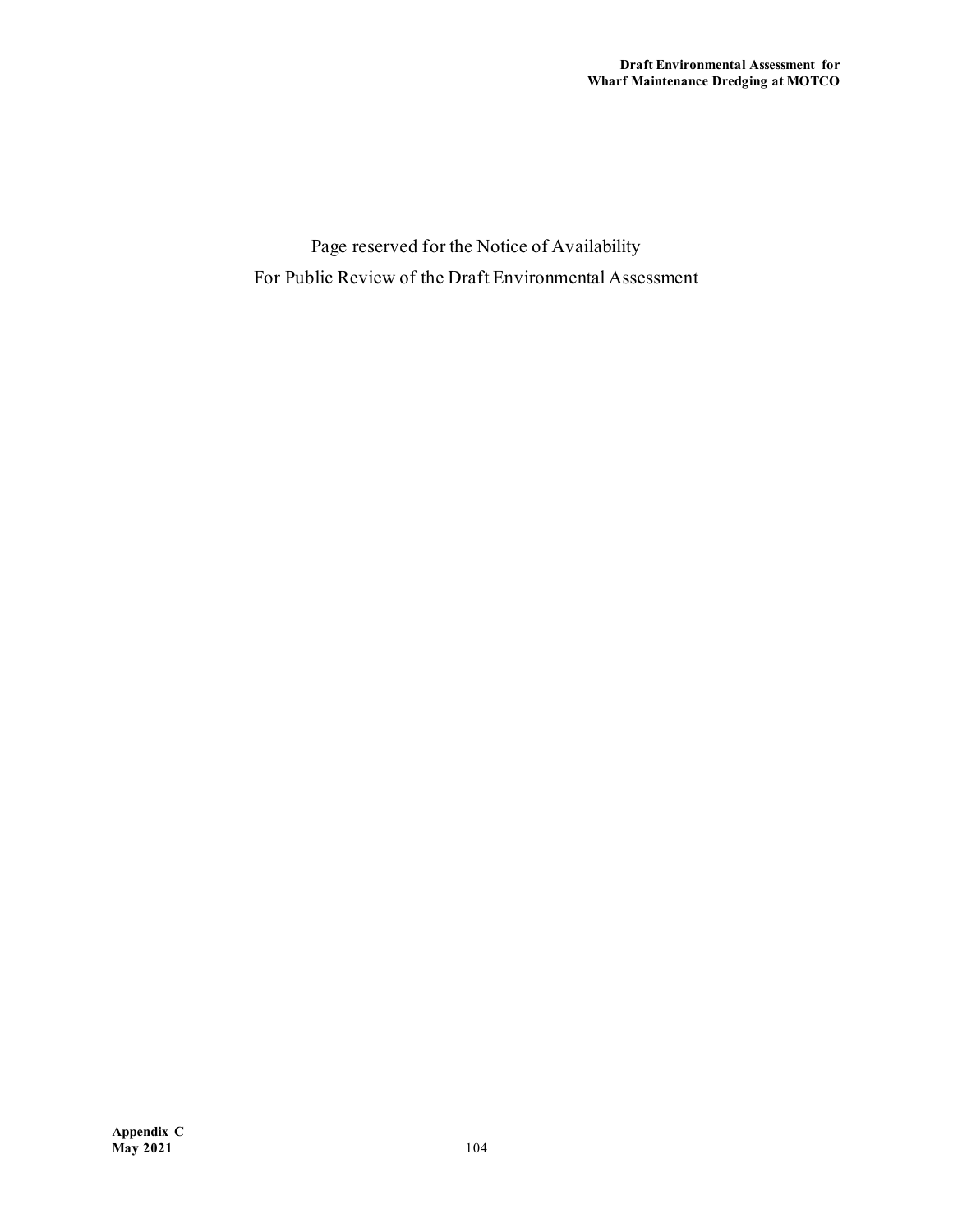Page reserved for the Notice of Availability

For Public Review of the Draft Environmental Assessment